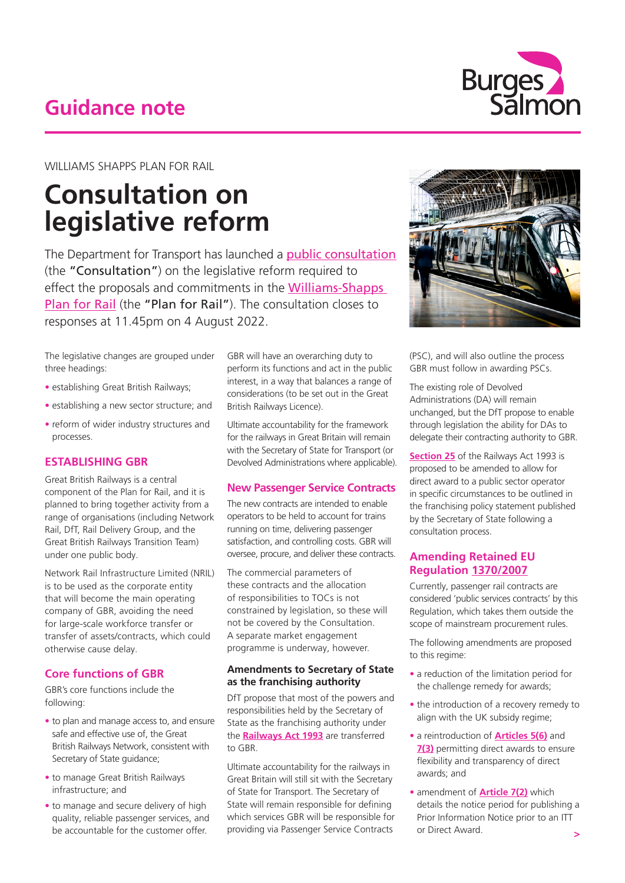# Guidance note

WILLIAMS SHAPPS PLAN FOR RAIL

## Consultation on legislative reform

The Department for Transport has launched a public consultation (the **"Consultation"**) on the legislative reform required to effect the proposals and commitments in the Williams-Shapps Plan for Rail (the **"Plan for Rail"**). The consultation closes to responses at 11.45pm on 4 August 2022.

The legislative changes are grouped under three headings:

- establishing Great British Railways;
- establishing a new sector structure; and
- reform of wider industry structures and processes.

### ESTABLISHING GBR

Great British Railways is a central component of the Plan for Rail, and it is planned to bring together activity from a range of organisations (including Network Rail, DfT, Rail Delivery Group, and the Great British Railways Transition Team) under one public body.

Network Rail Infrastructure Limited (NRIL) is to be used as the corporate entity that will become the main operating company of GBR, avoiding the need for large-scale workforce transfer or transfer of assets/contracts, which could otherwise cause delay.

### Core functions of GBR

GBR's core functions include the following:

- to plan and manage access to, and ensure safe and effective use of, the Great British Railways Network, consistent with Secretary of State guidance;
- to manage Great British Railways infrastructure; and
- to manage and secure delivery of high quality, reliable passenger services, and be accountable for the customer offer.

GBR will have an overarching duty to perform its functions and act in the public interest, in a way that balances a range of considerations (to be set out in the Great British Railways Licence).

Ultimate accountability for the framework for the railways in Great Britain will remain with the Secretary of State for Transport (or Devolved Administrations where applicable).

### New Passenger Service Contracts

The new contracts are intended to enable operators to be held to account for trains running on time, delivering passenger satisfaction, and controlling costs. GBR will oversee, procure, and deliver these contracts.

The commercial parameters of these contracts and the allocation of responsibilities to TOCs is not constrained by legislation, so these will not be covered by the Consultation. A separate market engagement programme is underway, however.

#### Amendments to Secretary of State as the franchising authority

DfT propose that most of the powers and responsibilities held by the Secretary of State as the franchising authority under the **Railways Act 1993** are transferred to GBR.

Ultimate accountability for the railways in Great Britain will still sit with the Secretary of State for Transport. The Secretary of State will remain responsible for defining which services GBR will be responsible for providing via Passenger Service Contracts (PSC), and will also outline the process GBR must follow in awarding PSCs.

The existing role of Devolved Administrations (DA) will remain unchanged, but the DfT propose to enable through legislation the ability for DAs to delegate their contracting authority to GBR.

**Section 25** of the Railways Act 1993 is proposed to be amended to allow for direct award to a public sector operator in specific circumstances to be outlined in the franchising policy statement published by the Secretary of State following a consultation process.

### Amending Retained EU Regulation 1370/2007

Currently, passenger rail contracts are considered 'public services contracts' by this Regulation, which takes them outside the scope of mainstream procurement rules.

The following amendments are proposed to this regime:

- a reduction of the limitation period for the challenge remedy for awards;
- the introduction of a recovery remedy to align with the UK subsidy regime;
- a reintroduction of **Articles 5(6)** and **7(3)** permitting direct awards to ensure flexibility and transparency of direct awards; and
- amendment of **Article 7(2)** which details the notice period for publishing a Prior Information Notice prior to an ITT or Direct Award.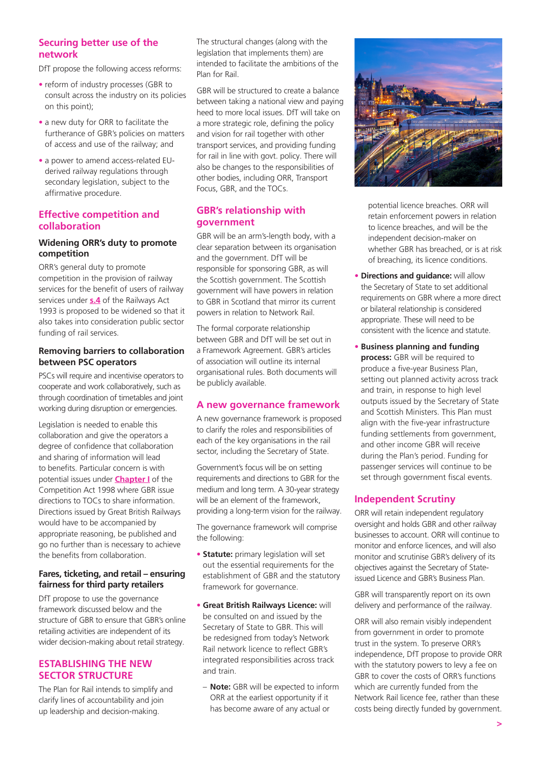## Securing better use of the network

DfT propose the following access reforms:

- reform of industry processes (GBR to consult across the industry on its policies on this point);
- a new duty for ORR to facilitate the furtherance of GBR's policies on matters of access and use of the railway; and
- a power to amend access-related EU-derived railway regulations through secondary legislation, subject to the affirmative procedure.

## Effective competition and collaboration

### Widening ORR's duty to promote competition

ORR's general duty to promote competition in the provision of railway services for the benefit of users of railway services under s.4 of the Railways Act 1993 is proposed to be widened so that it also takes into consideration public sector funding of rail services.

### Removing barriers to collaboration between PSC operators

PSCs will require and incentivise operators to cooperate and work collaboratively, such as through coordination of timetables and joint working during disruption or emergencies.

Legislation is needed to enable this collaboration and give the operators a degree of confidence that collaboration and sharing of information will lead to benefits. Particular concern is with potential issues under Chapter I of the Competition Act 1998 where GBR issue directions to TOCs to share information. Directions issued by Great British Railways would have to be accompanied by appropriate reasoning, be published and go no further than is necessary to achieve the benefits from collaboration.

### Fares, ticketing, and retail – ensuring fairness for third party retailers

DfT propose to use the governance framework discussed below and the structure of GBR to ensure that GBR's online retailing activities are independent of its wider decision-making about retail strategy.

## ESTABLISHING THE NEW SECTOR STRUCTURE

The Plan for Rail intends to simplify and clarify lines of accountability and join up leadership and decision-making.

The structural changes (along with the legislation that implements them) are intended to facilitate the ambitions of the Plan for Rail.

GBR will be structured to create a balance between taking a national view and paying heed to more local issues. DfT will take on a more strategic role, defining the policy and vision for rail together with other transport services, and providing funding for rail in line with govt. policy. There will also be changes to the responsibilities of other bodies, including ORR, Transport Focus, GBR, and the TOCs.

## GBR's relationship with government

GBR will be an arm's-length body, with a clear separation between its organisation and the government. DfT will be responsible for sponsoring GBR, as will the Scottish government. The Scottish government will have powers in relation to GBR in Scotland that mirror its current powers in relation to Network Rail.

The formal corporate relationship between GBR and DfT will be set out in a Framework Agreement. GBR's articles of association will outline its internal organisational rules. Both documents will be publicly available.

## A new governance framework

A new governance framework is proposed to clarify the roles and responsibilities of each of the key organisations in the rail sector, including the Secretary of State.

Government's focus will be on setting requirements and directions to GBR for the medium and long term. A 30-year strategy will be an element of the framework, providing a long-term vision for the railway.

The governance framework will comprise the following:

- **Statute:** primary legislation will set out the essential requirements for the establishment of GBR and the statutory framework for governance.
- **Great British Railways Licence:** will be consulted on and issued by the Secretary of State to GBR. This will be redesigned from today's Network Rail network licence to reflect GBR's integrated responsibilities across track and train.
  - **Note:** GBR will be expected to inform ORR at the earliest opportunity if it has become aware of any actual or potential licence breaches. ORR will retain enforcement powers in relation to licence breaches, and will be the independent decision-maker on whether GBR has breached, or is at risk of breaching, its licence conditions.
- **Directions and guidance:** will allow the Secretary of State to set additional requirements on GBR where a more direct or bilateral relationship is considered appropriate. These will need to be consistent with the licence and statute.
- **Business planning and funding process:** GBR will be required to produce a five-year Business Plan, setting out planned activity across track and train, in response to high level outputs issued by the Secretary of State and Scottish Ministers. This Plan must align with the five-year infrastructure funding settlements from government, and other income GBR will receive during the Plan's period. Funding for passenger services will continue to be set through government fiscal events.

## Independent Scrutiny

ORR will retain independent regulatory oversight and holds GBR and other railway businesses to account. ORR will continue to monitor and enforce licences, and will also monitor and scrutinise GBR's delivery of its objectives against the Secretary of State-issued Licence and GBR's Business Plan.

GBR will transparently report on its own delivery and performance of the railway.

ORR will also remain visibly independent from government in order to promote trust in the system. To preserve ORR's independence, DfT propose to provide ORR with the statutory powers to levy a fee on GBR to cover the costs of ORR's functions which are currently funded from the Network Rail licence fee, rather than these costs being directly funded by government.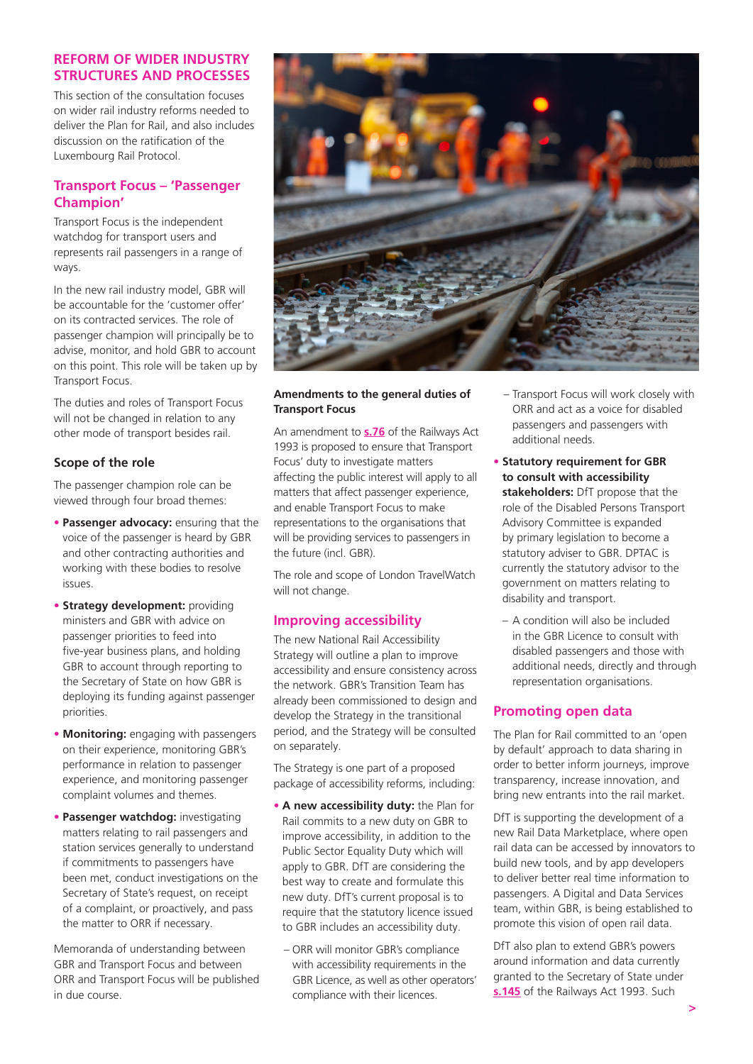## REFORM OF WIDER INDUSTRY STRUCTURES AND PROCESSES

This section of the consultation focuses on wider rail industry reforms needed to deliver the Plan for Rail, and also includes discussion on the ratification of the Luxembourg Rail Protocol.

### Transport Focus – 'Passenger Champion'

Transport Focus is the independent watchdog for transport users and represents rail passengers in a range of ways.

In the new rail industry model, GBR will be accountable for the 'customer offer' on its contracted services. The role of passenger champion will principally be to advise, monitor, and hold GBR to account on this point. This role will be taken up by Transport Focus.

The duties and roles of Transport Focus will not be changed in relation to any other mode of transport besides rail.

#### Scope of the role

The passenger champion role can be viewed through four broad themes:

- **Passenger advocacy:** ensuring that the voice of the passenger is heard by GBR and other contracting authorities and working with these bodies to resolve issues.
- **Strategy development:** providing ministers and GBR with advice on passenger priorities to feed into five-year business plans, and holding GBR to account through reporting to the Secretary of State on how GBR is deploying its funding against passenger priorities.
- **Monitoring:** engaging with passengers on their experience, monitoring GBR's performance in relation to passenger experience, and monitoring passenger complaint volumes and themes.
- **Passenger watchdog:** investigating matters relating to rail passengers and station services generally to understand if commitments to passengers have been met, conduct investigations on the Secretary of State's request, on receipt of a complaint, or proactively, and pass the matter to ORR if necessary.

Memoranda of understanding between GBR and Transport Focus and between ORR and Transport Focus will be published in due course.

#### Amendments to the general duties of Transport Focus

An amendment to **s.76** of the Railways Act 1993 is proposed to ensure that Transport Focus' duty to investigate matters affecting the public interest will apply to all matters that affect passenger experience, and enable Transport Focus to make representations to the organisations that will be providing services to passengers in the future (incl. GBR).

The role and scope of London TravelWatch will not change.

### Improving accessibility

The new National Rail Accessibility Strategy will outline a plan to improve accessibility and ensure consistency across the network. GBR's Transition Team has already been commissioned to design and develop the Strategy in the transitional period, and the Strategy will be consulted on separately.

The Strategy is one part of a proposed package of accessibility reforms, including:

- **A new accessibility duty:** the Plan for Rail commits to a new duty on GBR to improve accessibility, in addition to the Public Sector Equality Duty which will apply to GBR. DfT are considering the best way to create and formulate this new duty. DfT's current proposal is to require that the statutory licence issued to GBR includes an accessibility duty.
  - ORR will monitor GBR's compliance with accessibility requirements in the GBR Licence, as well as other operators' compliance with their licences.
  - Transport Focus will work closely with ORR and act as a voice for disabled passengers and passengers with additional needs.
- **Statutory requirement for GBR to consult with accessibility stakeholders:** DfT propose that the role of the Disabled Persons Transport Advisory Committee is expanded by primary legislation to become a statutory adviser to GBR. DPTAC is currently the statutory advisor to the government on matters relating to disability and transport.
  - A condition will also be included in the GBR Licence to consult with disabled passengers and those with additional needs, directly and through representation organisations.

### Promoting open data

The Plan for Rail committed to an 'open by default' approach to data sharing in order to better inform journeys, improve transparency, increase innovation, and bring new entrants into the rail market.

DfT is supporting the development of a new Rail Data Marketplace, where open rail data can be accessed by innovators to build new tools, and by app developers to deliver better real time information to passengers. A Digital and Data Services team, within GBR, is being established to promote this vision of open rail data.

DfT also plan to extend GBR's powers around information and data currently granted to the Secretary of State under **s.145** of the Railways Act 1993. Such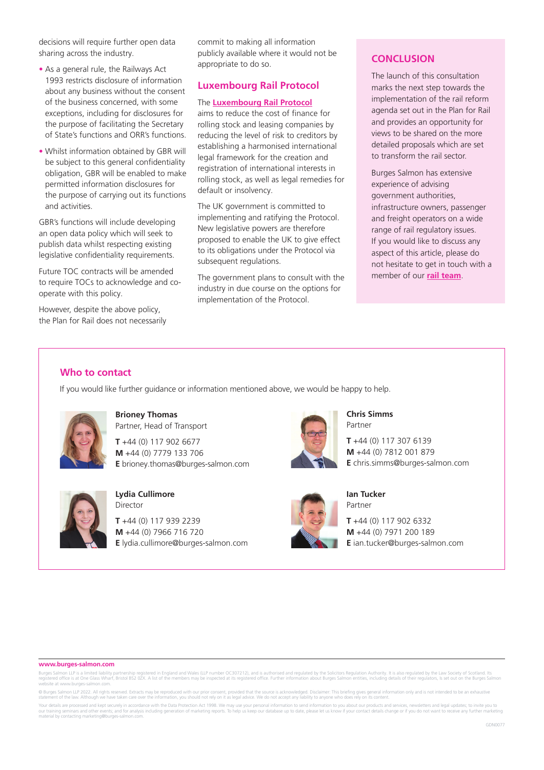decisions will require further open data sharing across the industry.

- As a general rule, the Railways Act 1993 restricts disclosure of information about any business without the consent of the business concerned, with some exceptions, including for disclosures for the purpose of facilitating the Secretary of State's functions and ORR's functions.
- Whilst information obtained by GBR will be subject to this general confidentiality obligation, GBR will be enabled to make permitted information disclosures for the purpose of carrying out its functions and activities.

GBR's functions will include developing an open data policy which will seek to publish data whilst respecting existing legislative confidentiality requirements.

Future TOC contracts will be amended to require TOCs to acknowledge and co-operate with this policy.

However, despite the above policy, the Plan for Rail does not necessarily commit to making all information publicly available where it would not be appropriate to do so.

## Luxembourg Rail Protocol

The **Luxembourg Rail Protocol** aims to reduce the cost of finance for rolling stock and leasing companies by reducing the level of risk to creditors by establishing a harmonised international legal framework for the creation and registration of international interests in rolling stock, as well as legal remedies for default or insolvency.

The UK government is committed to implementing and ratifying the Protocol. New legislative powers are therefore proposed to enable the UK to give effect to its obligations under the Protocol via subsequent regulations.

The government plans to consult with the industry in due course on the options for implementation of the Protocol.

## CONCLUSION

The launch of this consultation marks the next step towards the implementation of the rail reform agenda set out in the Plan for Rail and provides an opportunity for views to be shared on the more detailed proposals which are set to transform the rail sector.

Burges Salmon has extensive experience of advising government authorities, infrastructure owners, passenger and freight operators on a wide range of rail regulatory issues. If you would like to discuss any aspect of this article, please do not hesitate to get in touch with a member of our **rail team**.

## Who to contact

If you would like further guidance or information mentioned above, we would be happy to help.

**Brioney Thomas**
Partner, Head of Transport
**T** +44 (0) 117 902 6677
**M** +44 (0) 7779 133 706
**E** brioney.thomas@burges-salmon.com

**Chris Simms**
Partner
**T** +44 (0) 117 307 6139
**M** +44 (0) 7812 001 879
**E** chris.simms@burges-salmon.com

**Lydia Cullimore**
Director
**T** +44 (0) 117 939 2239
**M** +44 (0) 7966 716 720
**E** lydia.cullimore@burges-salmon.com

**Ian Tucker**
Partner
**T** +44 (0) 117 902 6332
**M** +44 (0) 7971 200 189
**E** ian.tucker@burges-salmon.com

**www.burges-salmon.com**

Burges Salmon LLP is a limited liability partnership registered in England and Wales (LLP number OC307212), and is authorised and regulated by the Solicitors Regulation Authority. It is also regulated by the Law Society of Scotland. Its registered office is at One Glass Wharf, Bristol BS2 0ZX. A list of the members may be inspected at its registered office. Further information about Burges Salmon entities, including details of their regulators, is set out on the Burges Salmon website at www.burges-salmon.com.

© Burges Salmon LLP 2022. All rights reserved. Extracts may be reproduced with our prior consent, provided that the source is acknowledged. Disclaimer: This briefing gives general information only and is not intended to be an exhaustive statement of the law. Although we have taken care over the information, you should not rely on it as legal advice. We do not accept any liability to anyone who does rely on its content.

Your details are processed and kept securely in accordance with the Data Protection Act 1998. We may use your personal information to send information to you about our products and services, newsletters and legal updates; to invite you to our training seminars and other events; and for analysis including generation of marketing reports. To help us keep our database up to date, please let us know if your contact details change or if you do not want to receive any further marketing material by contacting marketing@burges-salmon.com.

GDN0077